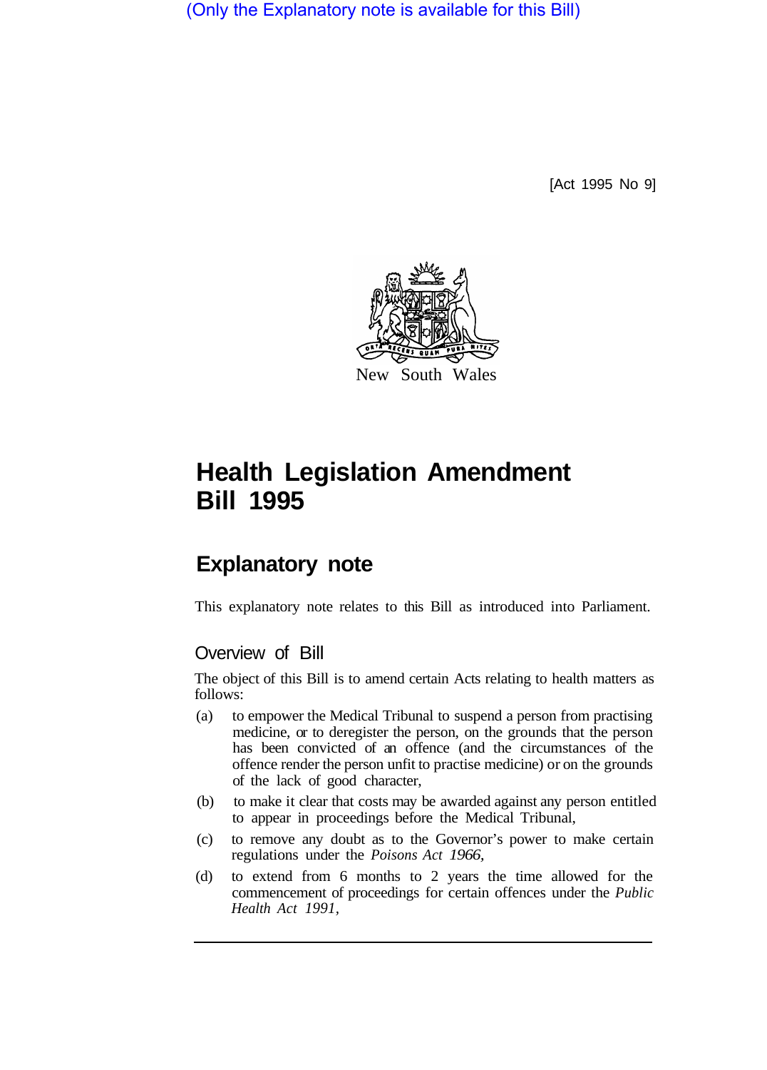(Only the Explanatory note is available for this Bill)

[Act 1995 No 9]

New South Wales

# Health Legislation Amendment Bill 1995

## Explanatory note

This explanatory note relates to this Bill as introduced into Parliament.

### Overview of Bill

The object of this Bill is to amend certain Acts relating to health matters as follows:

(a) to empower the Medical Tribunal to suspend a person from practising medicine, or to deregister the person, on the grounds that the person has been convicted of an offence (and the circumstances of the offence render the person unfit to practise medicine) or on the grounds of the lack of good character,

(b) to make it clear that costs may be awarded against any person entitled to appear in proceedings before the Medical Tribunal,

(c) to remove any doubt as to the Governor's power to make certain regulations under the *Poisons Act 1966,*

(d) to extend from 6 months to 2 years the time allowed for the commencement of proceedings for certain offences under the *Public Health Act 1991,*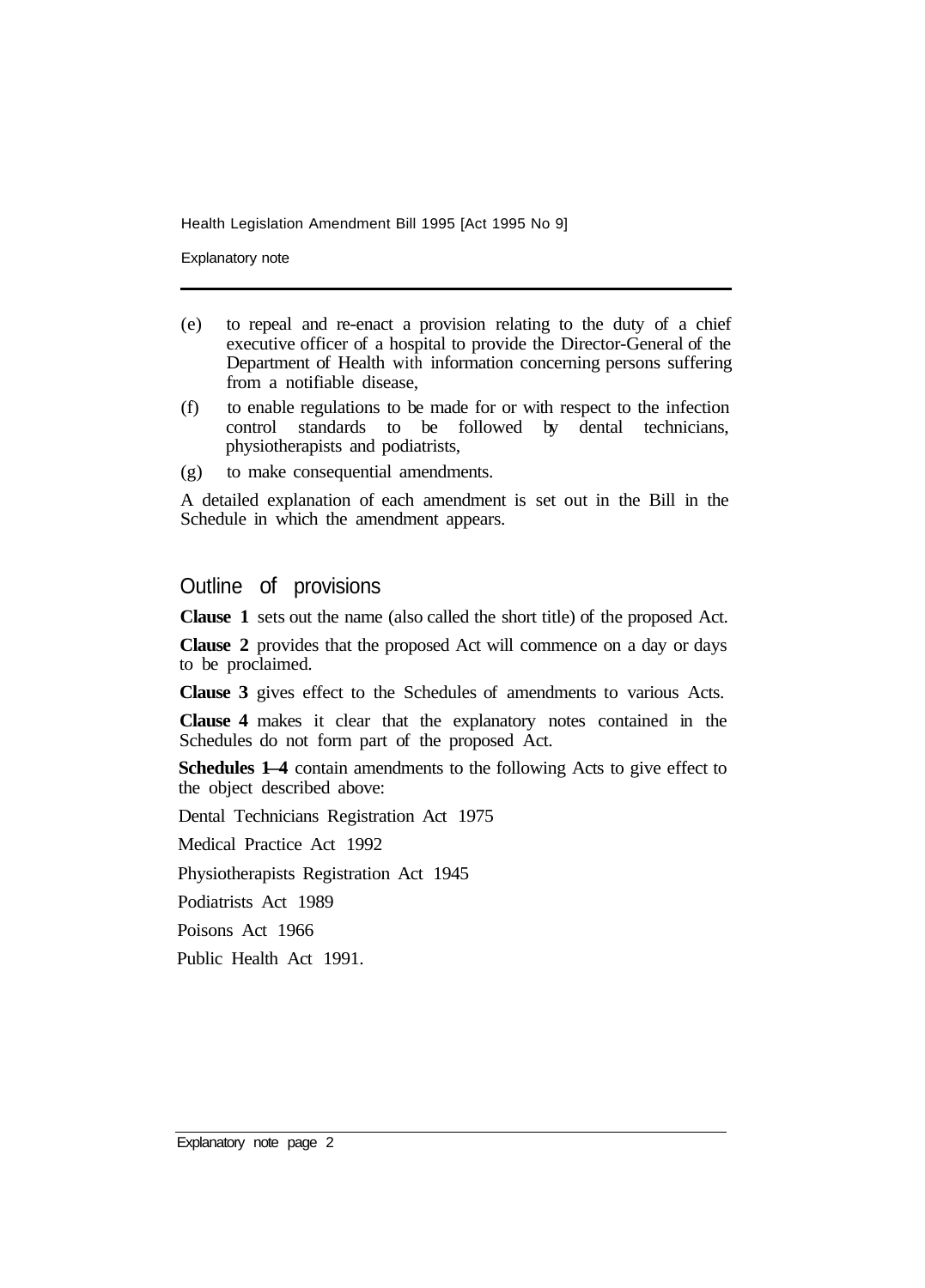(e) to repeal and re-enact a provision relating to the duty of a chief executive officer of a hospital to provide the Director-General of the Department of Health with information concerning persons suffering from a notifiable disease,

(f) to enable regulations to be made for or with respect to the infection control standards to be followed by dental technicians, physiotherapists and podiatrists,

(g) to make consequential amendments.

A detailed explanation of each amendment is set out in the Bill in the Schedule in which the amendment appears.

## Outline of provisions

**Clause 1** sets out the name (also called the short title) of the proposed Act.

**Clause 2** provides that the proposed Act will commence on a day or days to be proclaimed.

**Clause 3** gives effect to the Schedules of amendments to various Acts.

**Clause 4** makes it clear that the explanatory notes contained in the Schedules do not form part of the proposed Act.

**Schedules 1–4** contain amendments to the following Acts to give effect to the object described above:

Dental Technicians Registration Act 1975

Medical Practice Act 1992

Physiotherapists Registration Act 1945

Podiatrists Act 1989

Poisons Act 1966

Public Health Act 1991.